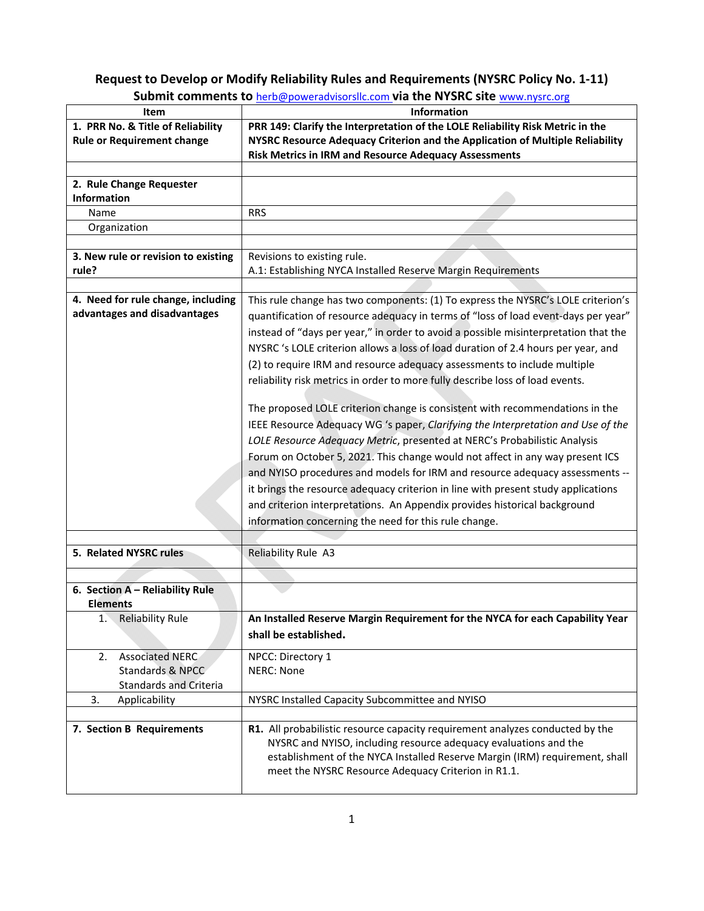# Request to Develop or Modify Reliability Rules and Requirements (NYSRC Policy No. 1-11)

**Submit comments to** herb@poweradvisorsllc.com **via the NYSRC site** www.nysrc.org

| Item | Information |
|---|---|
| **1. PRR No. & Title of Reliability Rule or Requirement change** | **PRR 149: Clarify the Interpretation of the LOLE Reliability Risk Metric in the NYSRC Resource Adequacy Criterion and the Application of Multiple Reliability Risk Metrics in IRM and Resource Adequacy Assessments** |
| | |
| **2. Rule Change Requester Information** | |
| Name | RRS |
| Organization | |
| | |
| **3. New rule or revision to existing rule?** | Revisions to existing rule.<br>A.1: Establishing NYCA Installed Reserve Margin Requirements |
| | |
| **4. Need for rule change, including advantages and disadvantages** | This rule change has two components: (1) To express the NYSRC's LOLE criterion's quantification of resource adequacy in terms of "loss of load event-days per year" instead of "days per year," in order to avoid a possible misinterpretation that the NYSRC 's LOLE criterion allows a loss of load duration of 2.4 hours per year, and (2) to require IRM and resource adequacy assessments to include multiple reliability risk metrics in order to more fully describe loss of load events.<br><br>The proposed LOLE criterion change is consistent with recommendations in the IEEE Resource Adequacy WG 's paper, *Clarifying the Interpretation and Use of the LOLE Resource Adequacy Metric*, presented at NERC's Probabilistic Analysis Forum on October 5, 2021. This change would not affect in any way present ICS and NYISO procedures and models for IRM and resource adequacy assessments -- it brings the resource adequacy criterion in line with present study applications and criterion interpretations. An Appendix provides historical background information concerning the need for this rule change. |
| | |
| **5. Related NYSRC rules** | Reliability Rule A3 |
| | |
| **6. Section A – Reliability Rule Elements** | |
| 1. Reliability Rule | **An Installed Reserve Margin Requirement for the NYCA for each Capability Year shall be established.** |
| 2. Associated NERC Standards & NPCC Standards and Criteria | NPCC: Directory 1<br>NERC: None |
| 3. Applicability | NYSRC Installed Capacity Subcommittee and NYISO |
| | |
| **7. Section B Requirements** | **R1.** All probabilistic resource capacity requirement analyzes conducted by the NYSRC and NYISO, including resource adequacy evaluations and the establishment of the NYCA Installed Reserve Margin (IRM) requirement, shall meet the NYSRC Resource Adequacy Criterion in R1.1. |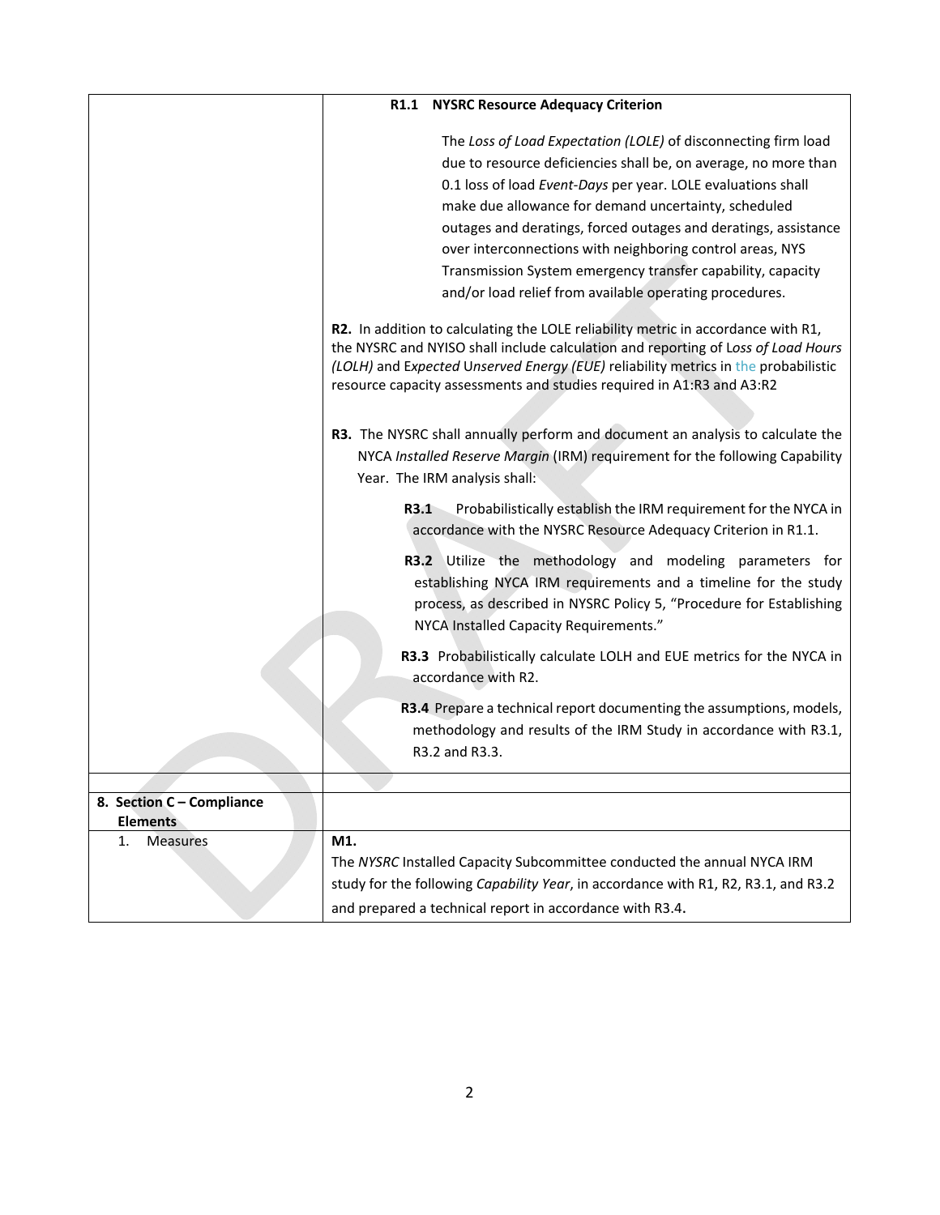| | |
|---|---|
| | **R1.1 NYSRC Resource Adequacy Criterion**<br><br>The *Loss of Load Expectation (LOLE)* of disconnecting firm load due to resource deficiencies shall be, on average, no more than 0.1 loss of load *Event-Days* per year. LOLE evaluations shall make due allowance for demand uncertainty, scheduled outages and deratings, forced outages and deratings, assistance over interconnections with neighboring control areas, NYS Transmission System emergency transfer capability, capacity and/or load relief from available operating procedures.<br><br>**R2.** In addition to calculating the LOLE reliability metric in accordance with R1, the NYSRC and NYISO shall include calculation and reporting of L*oss of Load Hours (LOLH)* and E*xpected* U*nserved Energy (EUE)* reliability metrics in the probabilistic resource capacity assessments and studies required in A1:R3 and A3:R2<br><br>**R3.** The NYSRC shall annually perform and document an analysis to calculate the NYCA *Installed Reserve Margin* (IRM) requirement for the following Capability Year. The IRM analysis shall:<br><br>**R3.1** Probabilistically establish the IRM requirement for the NYCA in accordance with the NYSRC Resource Adequacy Criterion in R1.1.<br><br>**R3.2** Utilize the methodology and modeling parameters for establishing NYCA IRM requirements and a timeline for the study process, as described in NYSRC Policy 5, "Procedure for Establishing NYCA Installed Capacity Requirements."<br><br>**R3.3** Probabilistically calculate LOLH and EUE metrics for the NYCA in accordance with R2.<br><br>**R3.4** Prepare a technical report documenting the assumptions, models, methodology and results of the IRM Study in accordance with R3.1, R3.2 and R3.3. |
| | |
| **8. Section C – Compliance Elements** | |
| 1. Measures | **M1.**<br>The *NYSRC* Installed Capacity Subcommittee conducted the annual NYCA IRM study for the following *Capability Year*, in accordance with R1, R2, R3.1, and R3.2 and prepared a technical report in accordance with R3.4**.** |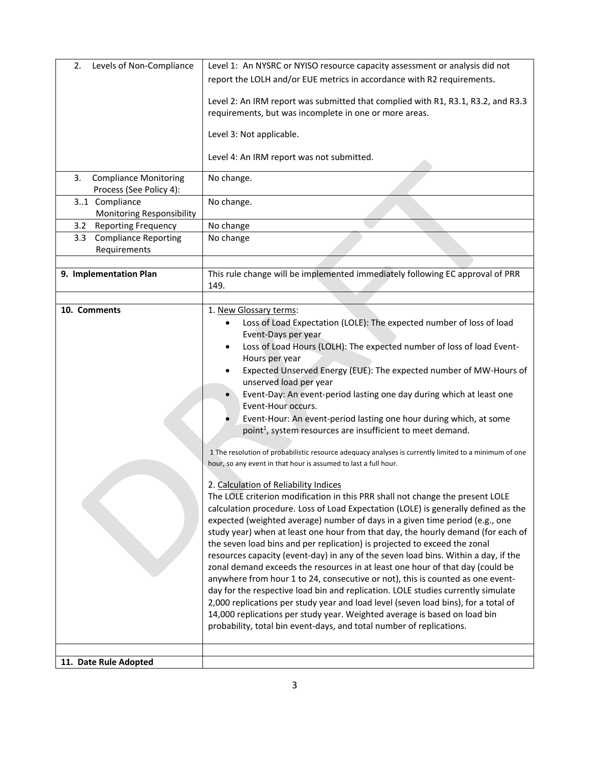| | |
|---|---|
| 2. Levels of Non-Compliance | Level 1: An NYSRC or NYISO resource capacity assessment or analysis did not report the LOLH and/or EUE metrics in accordance with R2 requirements.<br><br>Level 2: An IRM report was submitted that complied with R1, R3.1, R3.2, and R3.3 requirements, but was incomplete in one or more areas.<br><br>Level 3: Not applicable.<br><br>Level 4: An IRM report was not submitted. |
| 3. Compliance Monitoring Process (See Policy 4): | No change. |
| 3..1 Compliance Monitoring Responsibility | No change. |
| 3.2 Reporting Frequency | No change |
| 3.3 Compliance Reporting Requirements | No change |
| | |
| **9. Implementation Plan** | This rule change will be implemented immediately following EC approval of PRR 149. |
| | |
| **10. Comments** | 1. New Glossary terms:<br>• Loss of Load Expectation (LOLE): The expected number of loss of load Event-Days per year<br>• Loss of Load Hours (LOLH): The expected number of loss of load Event-Hours per year<br>• Expected Unserved Energy (EUE): The expected number of MW-Hours of unserved load per year<br>• Event-Day: An event-period lasting one day during which at least one Event-Hour occurs.<br>• Event-Hour: An event-period lasting one hour during which, at some point[1], system resources are insufficient to meet demand.<br><br>1 The resolution of probabilistic resource adequacy analyses is currently limited to a minimum of one hour, so any event in that hour is assumed to last a full hour.<br><br>2. Calculation of Reliability Indices<br>The LOLE criterion modification in this PRR shall not change the present LOLE calculation procedure. Loss of Load Expectation (LOLE) is generally defined as the expected (weighted average) number of days in a given time period (e.g., one study year) when at least one hour from that day, the hourly demand (for each of the seven load bins and per replication) is projected to exceed the zonal resources capacity (event-day) in any of the seven load bins. Within a day, if the zonal demand exceeds the resources in at least one hour of that day (could be anywhere from hour 1 to 24, consecutive or not), this is counted as one event-day for the respective load bin and replication. LOLE studies currently simulate 2,000 replications per study year and load level (seven load bins), for a total of 14,000 replications per study year. Weighted average is based on load bin probability, total bin event-days, and total number of replications. |
| | |
| **11. Date Rule Adopted** | |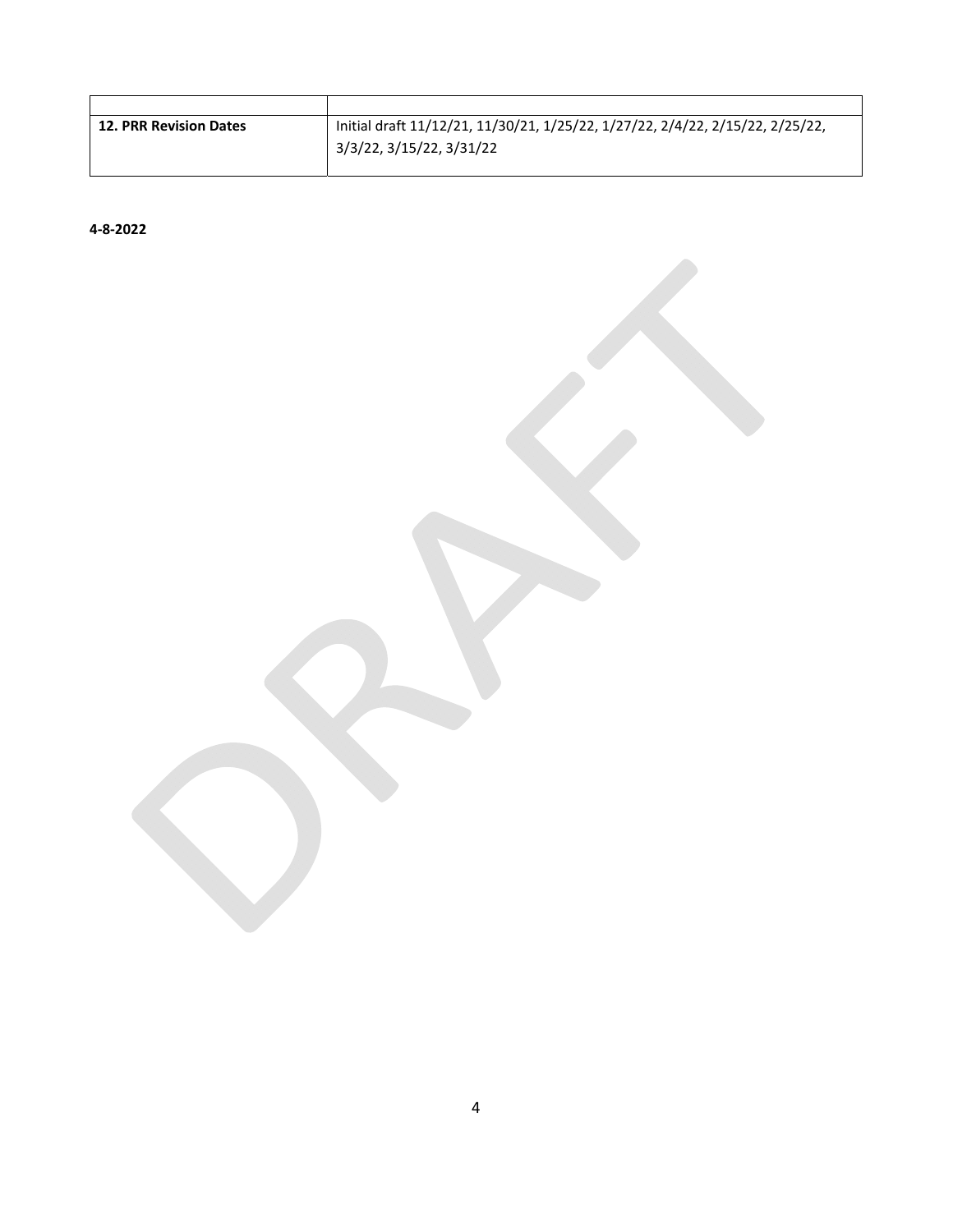| | |
|---|---|
| **12. PRR Revision Dates** | Initial draft 11/12/21, 11/30/21, 1/25/22, 1/27/22, 2/4/22, 2/15/22, 2/25/22, 3/3/22, 3/15/22, 3/31/22 |

**4-8-2022**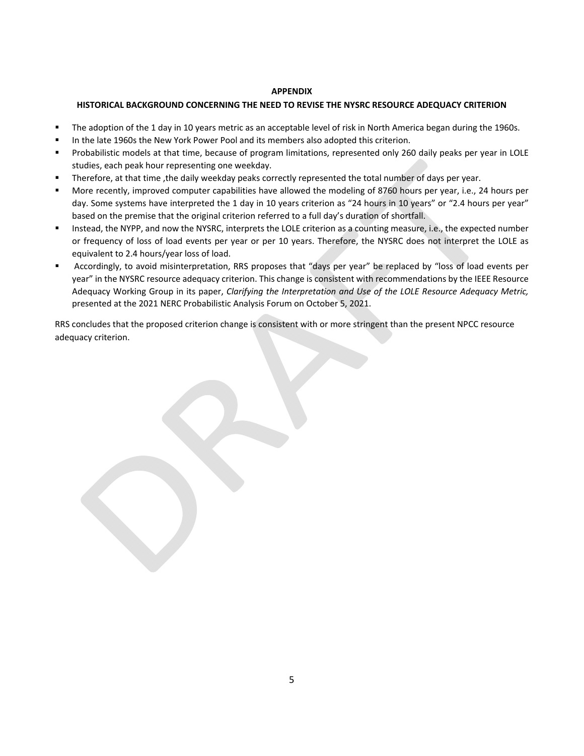**APPENDIX**

**HISTORICAL BACKGROUND CONCERNING THE NEED TO REVISE THE NYSRC RESOURCE ADEQUACY CRITERION**

- The adoption of the 1 day in 10 years metric as an acceptable level of risk in North America began during the 1960s.
- In the late 1960s the New York Power Pool and its members also adopted this criterion.
- Probabilistic models at that time, because of program limitations, represented only 260 daily peaks per year in LOLE studies, each peak hour representing one weekday.
- Therefore, at that time ,the daily weekday peaks correctly represented the total number of days per year.
- More recently, improved computer capabilities have allowed the modeling of 8760 hours per year, i.e., 24 hours per day. Some systems have interpreted the 1 day in 10 years criterion as "24 hours in 10 years" or "2.4 hours per year" based on the premise that the original criterion referred to a full day's duration of shortfall.
- Instead, the NYPP, and now the NYSRC, interprets the LOLE criterion as a counting measure, i.e., the expected number or frequency of loss of load events per year or per 10 years. Therefore, the NYSRC does not interpret the LOLE as equivalent to 2.4 hours/year loss of load.
- Accordingly, to avoid misinterpretation, RRS proposes that "days per year" be replaced by "loss of load events per year" in the NYSRC resource adequacy criterion. This change is consistent with recommendations by the IEEE Resource Adequacy Working Group in its paper, *Clarifying the Interpretation and Use of the LOLE Resource Adequacy Metric,* presented at the 2021 NERC Probabilistic Analysis Forum on October 5, 2021.

RRS concludes that the proposed criterion change is consistent with or more stringent than the present NPCC resource adequacy criterion.